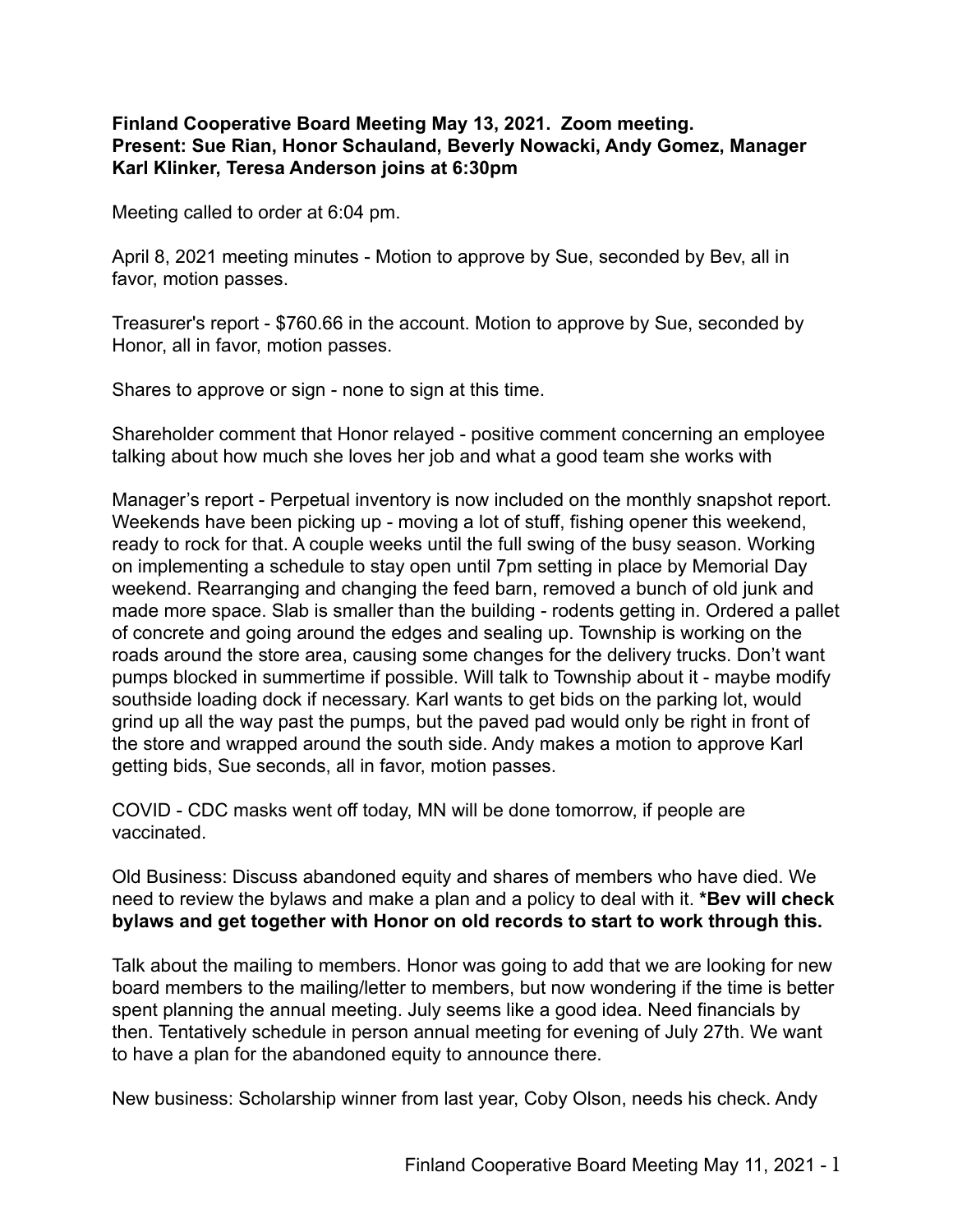**Finland Cooperative Board Meeting May 13, 2021. Zoom meeting.**
**Present: Sue Rian, Honor Schauland, Beverly Nowacki, Andy Gomez, Manager Karl Klinker, Teresa Anderson joins at 6:30pm**

Meeting called to order at 6:04 pm.

April 8, 2021 meeting minutes - Motion to approve by Sue, seconded by Bev, all in favor, motion passes.

Treasurer's report - $760.66 in the account. Motion to approve by Sue, seconded by Honor, all in favor, motion passes.

Shares to approve or sign - none to sign at this time.

Shareholder comment that Honor relayed - positive comment concerning an employee talking about how much she loves her job and what a good team she works with

Manager's report - Perpetual inventory is now included on the monthly snapshot report. Weekends have been picking up - moving a lot of stuff, fishing opener this weekend, ready to rock for that. A couple weeks until the full swing of the busy season. Working on implementing a schedule to stay open until 7pm setting in place by Memorial Day weekend. Rearranging and changing the feed barn, removed a bunch of old junk and made more space. Slab is smaller than the building - rodents getting in. Ordered a pallet of concrete and going around the edges and sealing up. Township is working on the roads around the store area, causing some changes for the delivery trucks. Don't want pumps blocked in summertime if possible. Will talk to Township about it - maybe modify southside loading dock if necessary. Karl wants to get bids on the parking lot, would grind up all the way past the pumps, but the paved pad would only be right in front of the store and wrapped around the south side. Andy makes a motion to approve Karl getting bids, Sue seconds, all in favor, motion passes.

COVID - CDC masks went off today, MN will be done tomorrow, if people are vaccinated.

Old Business: Discuss abandoned equity and shares of members who have died. We need to review the bylaws and make a plan and a policy to deal with it. ***Bev will check bylaws and get together with Honor on old records to start to work through this.**

Talk about the mailing to members. Honor was going to add that we are looking for new board members to the mailing/letter to members, but now wondering if the time is better spent planning the annual meeting. July seems like a good idea. Need financials by then. Tentatively schedule in person annual meeting for evening of July 27th. We want to have a plan for the abandoned equity to announce there.

New business: Scholarship winner from last year, Coby Olson, needs his check. Andy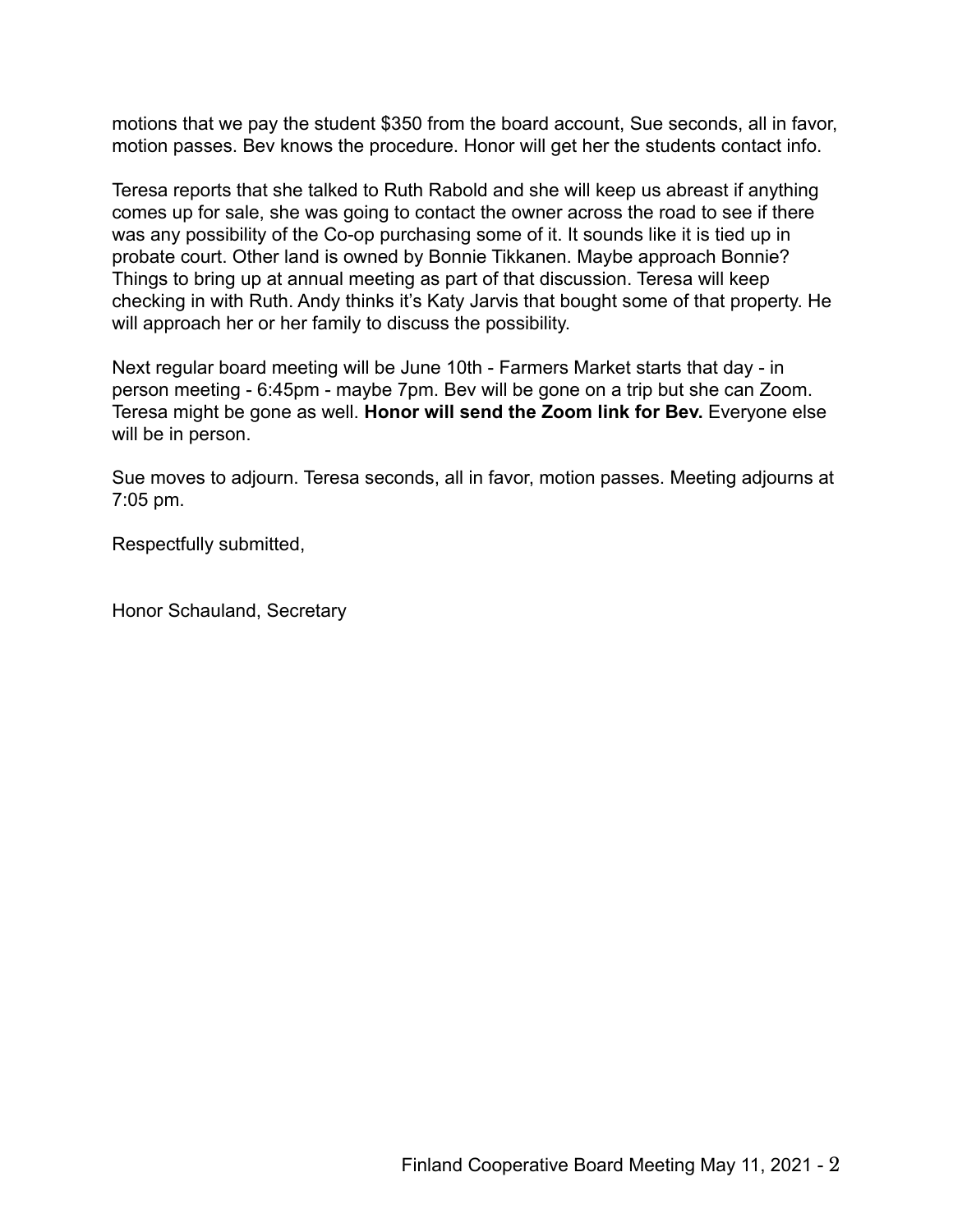motions that we pay the student $350 from the board account, Sue seconds, all in favor, motion passes. Bev knows the procedure. Honor will get her the students contact info.

Teresa reports that she talked to Ruth Rabold and she will keep us abreast if anything comes up for sale, she was going to contact the owner across the road to see if there was any possibility of the Co-op purchasing some of it. It sounds like it is tied up in probate court. Other land is owned by Bonnie Tikkanen. Maybe approach Bonnie? Things to bring up at annual meeting as part of that discussion. Teresa will keep checking in with Ruth. Andy thinks it's Katy Jarvis that bought some of that property. He will approach her or her family to discuss the possibility.

Next regular board meeting will be June 10th - Farmers Market starts that day - in person meeting - 6:45pm - maybe 7pm. Bev will be gone on a trip but she can Zoom. Teresa might be gone as well. **Honor will send the Zoom link for Bev.** Everyone else will be in person.

Sue moves to adjourn. Teresa seconds, all in favor, motion passes. Meeting adjourns at 7:05 pm.

Respectfully submitted,

Honor Schauland, Secretary